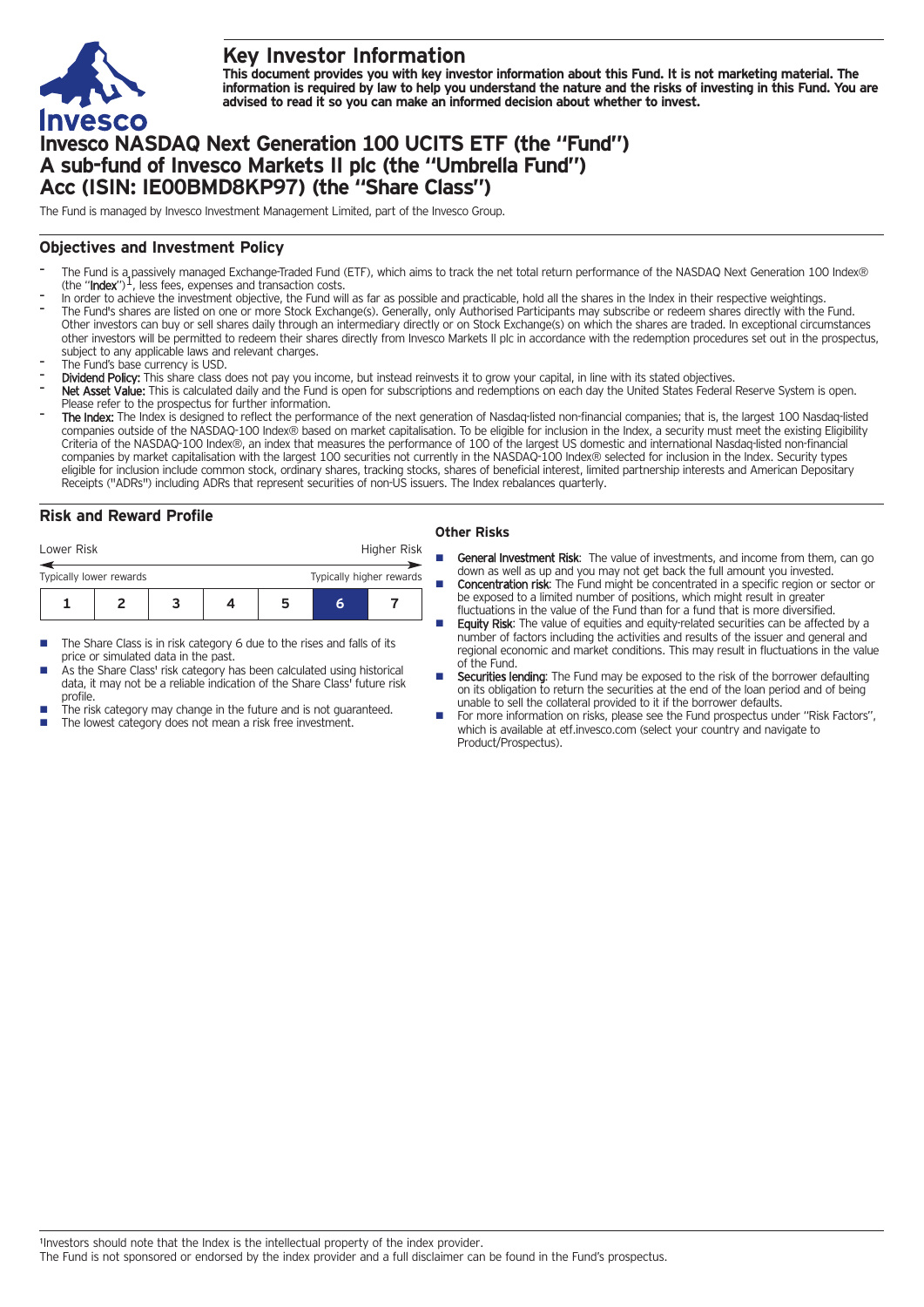# Key Investor Information

**This document provides you with key investor information about this Fund. It is not marketing material. The information is required by law to help you understand the nature and the risks of investing in this Fund. You are advised to read it so you can make an informed decision about whether to invest.**

# Invesco NASDAQ Next Generation 100 UCITS ETF (the "Fund") A sub-fund of Invesco Markets II plc (the "Umbrella Fund") Acc (ISIN: IE00BMD8KP97) (the "Share Class")

The Fund is managed by Invesco Investment Management Limited, part of the Invesco Group.

## Objectives and Investment Policy

- The Fund is a passively managed Exchange-Traded Fund (ETF), which aims to track the net total return performance of the NASDAQ Next Generation 100 Index® (the "**Index**")[1], less fees, expenses and transaction costs.
- In order to achieve the investment objective, the Fund will as far as possible and practicable, hold all the shares in the Index in their respective weightings.
- The Fund's shares are listed on one or more Stock Exchange(s). Generally, only Authorised Participants may subscribe or redeem shares directly with the Fund. Other investors can buy or sell shares daily through an intermediary directly or on Stock Exchange(s) on which the shares are traded. In exceptional circumstances other investors will be permitted to redeem their shares directly from Invesco Markets II plc in accordance with the redemption procedures set out in the prospectus, subject to any applicable laws and relevant charges.
- The Fund's base currency is USD.
- **Dividend Policy:** This share class does not pay you income, but instead reinvests it to grow your capital, in line with its stated objectives.
- **Net Asset Value:** This is calculated daily and the Fund is open for subscriptions and redemptions on each day the United States Federal Reserve System is open. Please refer to the prospectus for further information.
- **The Index:** The Index is designed to reflect the performance of the next generation of Nasdaq-listed non-financial companies; that is, the largest 100 Nasdaq-listed companies outside of the NASDAQ-100 Index® based on market capitalisation. To be eligible for inclusion in the Index, a security must meet the existing Eligibility Criteria of the NASDAQ-100 Index®, an index that measures the performance of 100 of the largest US domestic and international Nasdaq-listed non-financial companies by market capitalisation with the largest 100 securities not currently in the NASDAQ-100 Index® selected for inclusion in the Index. Security types eligible for inclusion include common stock, ordinary shares, tracking stocks, shares of beneficial interest, limited partnership interests and American Depositary Receipts ("ADRs") including ADRs that represent securities of non-US issuers. The Index rebalances quarterly.

## Risk and Reward Profile

| Lower Risk | | | | | | Higher Risk |
|---|---|---|---|---|---|---|
| Typically lower rewards | | | | | | Typically higher rewards |
| 1 | 2 | 3 | 4 | 5 | **6** | 7 |

- The Share Class is in risk category 6 due to the rises and falls of its price or simulated data in the past.
- As the Share Class' risk category has been calculated using historical data, it may not be a reliable indication of the Share Class' future risk profile.
- The risk category may change in the future and is not guaranteed.
- The lowest category does not mean a risk free investment.

### Other Risks

- **General Investment Risk**: The value of investments, and income from them, can go down as well as up and you may not get back the full amount you invested.
- **Concentration risk**: The Fund might be concentrated in a specific region or sector or be exposed to a limited number of positions, which might result in greater fluctuations in the value of the Fund than for a fund that is more diversified.
- **Equity Risk**: The value of equities and equity-related securities can be affected by a number of factors including the activities and results of the issuer and general and regional economic and market conditions. This may result in fluctuations in the value of the Fund.
- **Securities lending**: The Fund may be exposed to the risk of the borrower defaulting on its obligation to return the securities at the end of the loan period and of being unable to sell the collateral provided to it if the borrower defaults.
- For more information on risks, please see the Fund prospectus under "Risk Factors", which is available at etf.invesco.com (select your country and navigate to Product/Prospectus).

[1] Investors should note that the Index is the intellectual property of the index provider. The Fund is not sponsored or endorsed by the index provider and a full disclaimer can be found in the Fund's prospectus.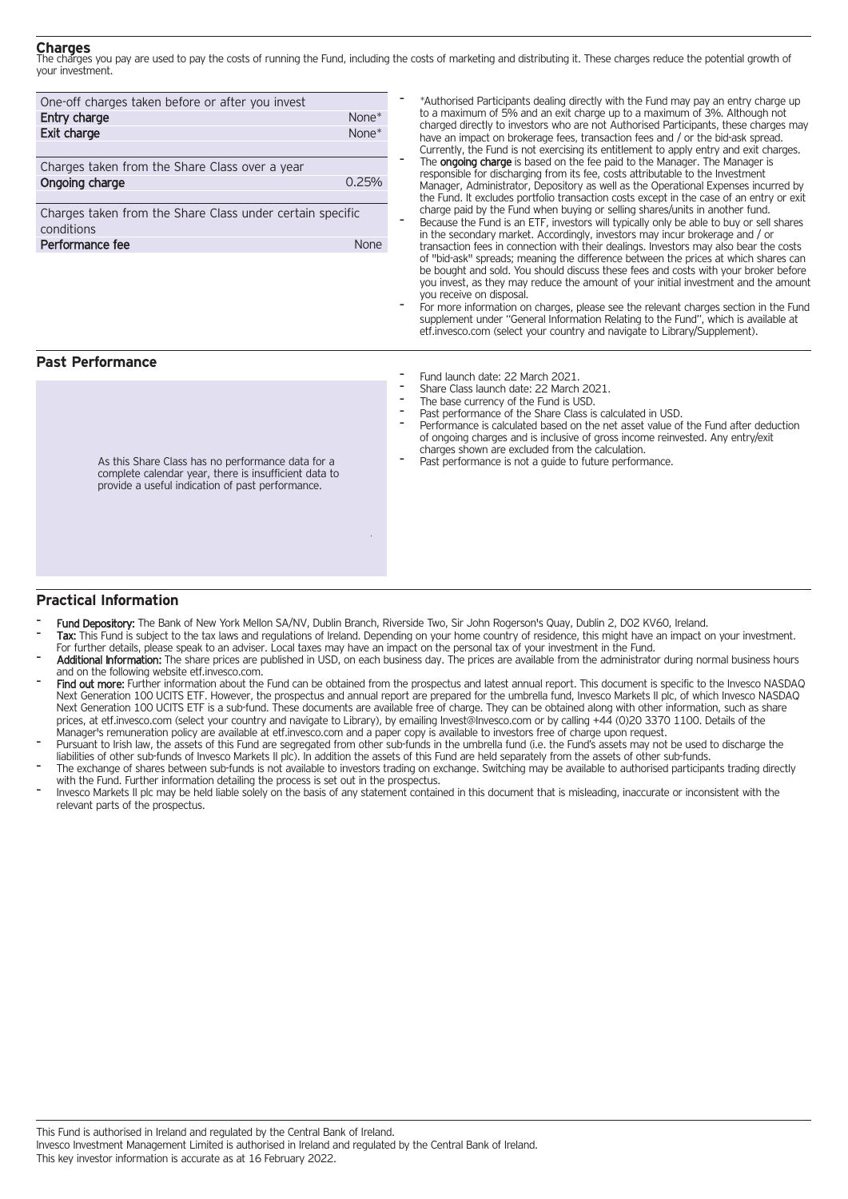## Charges

The charges you pay are used to pay the costs of running the Fund, including the costs of marketing and distributing it. These charges reduce the potential growth of your investment.

| | |
|---|---|
| One-off charges taken before or after you invest | |
| **Entry charge** | None* |
| **Exit charge** | None* |
| Charges taken from the Share Class over a year | |
| **Ongoing charge** | 0.25% |
| Charges taken from the Share Class under certain specific conditions | |
| **Performance fee** | None |

- *Authorised Participants dealing directly with the Fund may pay an entry charge up to a maximum of 5% and an exit charge up to a maximum of 3%. Although not charged directly to investors who are not Authorised Participants, these charges may have an impact on brokerage fees, transaction fees and / or the bid-ask spread. Currently, the Fund is not exercising its entitlement to apply entry and exit charges.
- The **ongoing charge** is based on the fee paid to the Manager. The Manager is responsible for discharging from its fee, costs attributable to the Investment Manager, Administrator, Depository as well as the Operational Expenses incurred by the Fund. It excludes portfolio transaction costs except in the case of an entry or exit charge paid by the Fund when buying or selling shares/units in another fund.
- Because the Fund is an ETF, investors will typically only be able to buy or sell shares in the secondary market. Accordingly, investors may incur brokerage and / or transaction fees in connection with their dealings. Investors may also bear the costs of "bid-ask" spreads; meaning the difference between the prices at which shares can be bought and sold. You should discuss these fees and costs with your broker before you invest, as they may reduce the amount of your initial investment and the amount you receive on disposal.
- For more information on charges, please see the relevant charges section in the Fund supplement under "General Information Relating to the Fund", which is available at etf.invesco.com (select your country and navigate to Library/Supplement).

## Past Performance

As this Share Class has no performance data for a complete calendar year, there is insufficient data to provide a useful indication of past performance.

- Fund launch date: 22 March 2021.
- Share Class launch date: 22 March 2021.
- The base currency of the Fund is USD.
- Past performance of the Share Class is calculated in USD.
- Performance is calculated based on the net asset value of the Fund after deduction of ongoing charges and is inclusive of gross income reinvested. Any entry/exit charges shown are excluded from the calculation.
- Past performance is not a guide to future performance.

## Practical Information

- **Fund Depository:** The Bank of New York Mellon SA/NV, Dublin Branch, Riverside Two, Sir John Rogerson's Quay, Dublin 2, D02 KV60, Ireland.
- **Tax:** This Fund is subject to the tax laws and regulations of Ireland. Depending on your home country of residence, this might have an impact on your investment. For further details, please speak to an adviser. Local taxes may have an impact on the personal tax of your investment in the Fund.
- **Additional Information:** The share prices are published in USD, on each business day. The prices are available from the administrator during normal business hours and on the following website etf.invesco.com.
- **Find out more:** Further information about the Fund can be obtained from the prospectus and latest annual report. This document is specific to the Invesco NASDAQ Next Generation 100 UCITS ETF. However, the prospectus and annual report are prepared for the umbrella fund, Invesco Markets II plc, of which Invesco NASDAQ Next Generation 100 UCITS ETF is a sub-fund. These documents are available free of charge. They can be obtained along with other information, such as share prices, at etf.invesco.com (select your country and navigate to Library), by emailing Invest@Invesco.com or by calling +44 (0)20 3370 1100. Details of the Manager's remuneration policy are available at etf.invesco.com and a paper copy is available to investors free of charge upon request.
- Pursuant to Irish law, the assets of this Fund are segregated from other sub-funds in the umbrella fund (i.e. the Fund's assets may not be used to discharge the liabilities of other sub-funds of Invesco Markets II plc). In addition the assets of this Fund are held separately from the assets of other sub-funds.
- The exchange of shares between sub-funds is not available to investors trading on exchange. Switching may be available to authorised participants trading directly with the Fund. Further information detailing the process is set out in the prospectus.
- Invesco Markets II plc may be held liable solely on the basis of any statement contained in this document that is misleading, inaccurate or inconsistent with the relevant parts of the prospectus.

This Fund is authorised in Ireland and regulated by the Central Bank of Ireland.
Invesco Investment Management Limited is authorised in Ireland and regulated by the Central Bank of Ireland.
This key investor information is accurate as at 16 February 2022.